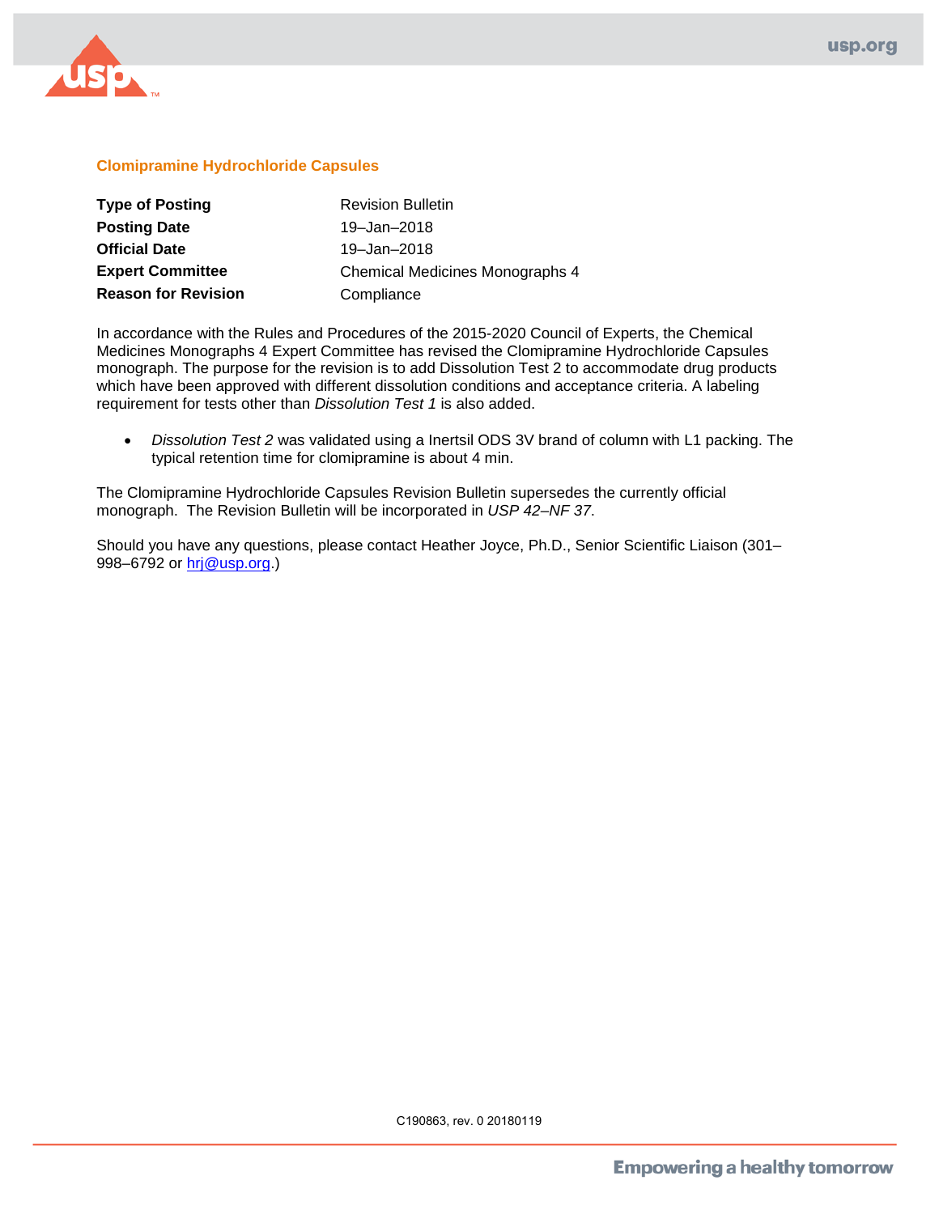## Clomipramine Hydrochloride Capsules

| | |
|---|---|
| **Type of Posting** | Revision Bulletin |
| **Posting Date** | 19–Jan–2018 |
| **Official Date** | 19–Jan–2018 |
| **Expert Committee** | Chemical Medicines Monographs 4 |
| **Reason for Revision** | Compliance |

In accordance with the Rules and Procedures of the 2015-2020 Council of Experts, the Chemical Medicines Monographs 4 Expert Committee has revised the Clomipramine Hydrochloride Capsules monograph. The purpose for the revision is to add Dissolution Test 2 to accommodate drug products which have been approved with different dissolution conditions and acceptance criteria. A labeling requirement for tests other than *Dissolution Test 1* is also added.

- *Dissolution Test 2* was validated using a Inertsil ODS 3V brand of column with L1 packing. The typical retention time for clomipramine is about 4 min.

The Clomipramine Hydrochloride Capsules Revision Bulletin supersedes the currently official monograph. The Revision Bulletin will be incorporated in *USP 42–NF 37*.

Should you have any questions, please contact Heather Joyce, Ph.D., Senior Scientific Liaison (301–998–6792 or hrj@usp.org.)

C190863, rev. 0 20180119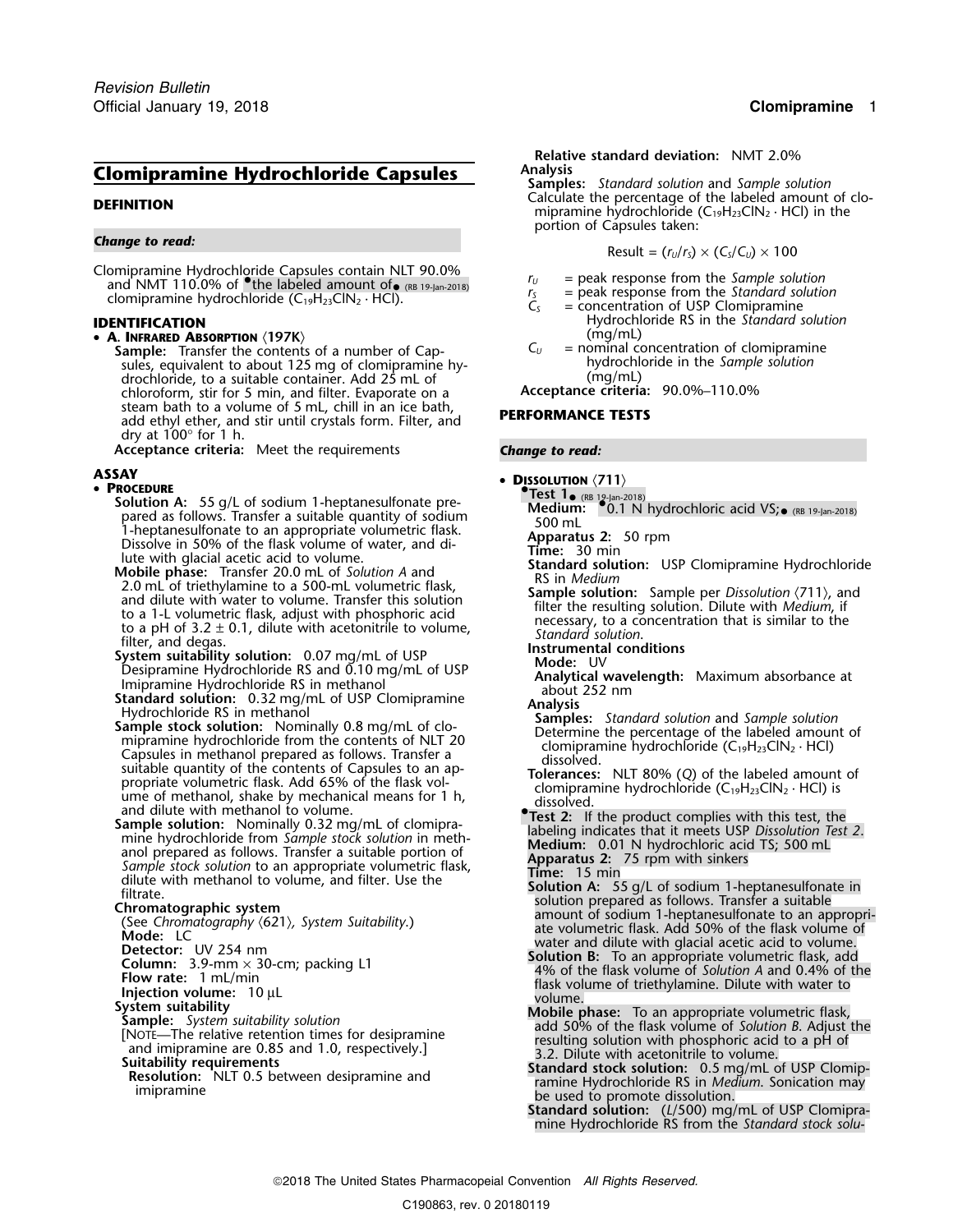# Clomipramine Hydrochloride Capsules

## DEFINITION

*Change to read:*

Clomipramine Hydrochloride Capsules contain NLT 90.0% and NMT 110.0% of •the labeled amount of• (RB 19-Jan-2018) clomipramine hydrochloride ($C_{19}H_{23}ClN_2 \cdot HCl$).

## IDENTIFICATION

- **A. Infrared Absorption** ⟨197K⟩

  **Sample:** Transfer the contents of a number of Capsules, equivalent to about 125 mg of clomipramine hydrochloride, to a suitable container. Add 25 mL of chloroform, stir for 5 min, and filter. Evaporate on a steam bath to a volume of 5 mL, chill in an ice bath, add ethyl ether, and stir until crystals form. Filter, and dry at 100° for 1 h.

  **Acceptance criteria:** Meet the requirements

## ASSAY

- **Procedure**

  **Solution A:** 55 g/L of sodium 1-heptanesulfonate prepared as follows. Transfer a suitable quantity of sodium 1-heptanesulfonate to an appropriate volumetric flask. Dissolve in 50% of the flask volume of water, and dilute with glacial acetic acid to volume.

  **Mobile phase:** Transfer 20.0 mL of *Solution A* and 2.0 mL of triethylamine to a 500-mL volumetric flask, and dilute with water to volume. Transfer this solution to a 1-L volumetric flask, adjust with phosphoric acid to a pH of 3.2 ± 0.1, dilute with acetonitrile to volume, filter, and degas.

  **System suitability solution:** 0.07 mg/mL of USP Desipramine Hydrochloride RS and 0.10 mg/mL of USP Imipramine Hydrochloride RS in methanol

  **Standard solution:** 0.32 mg/mL of USP Clomipramine Hydrochloride RS in methanol

  **Sample stock solution:** Nominally 0.8 mg/mL of clomipramine hydrochloride from the contents of NLT 20 Capsules in methanol prepared as follows. Transfer a suitable quantity of the contents of Capsules to an appropriate volumetric flask. Add 65% of the flask volume of methanol, shake by mechanical means for 1 h, and dilute with methanol to volume.

  **Sample solution:** Nominally 0.32 mg/mL of clomipramine hydrochloride from *Sample stock solution* in methanol prepared as follows. Transfer a suitable portion of *Sample stock solution* to an appropriate volumetric flask, dilute with methanol to volume, and filter. Use the filtrate.

  **Chromatographic system**

  (See *Chromatography* ⟨621⟩, *System Suitability*.)

  **Mode:** LC

  **Detector:** UV 254 nm

  **Column:** 3.9-mm × 30-cm; packing L1

  **Flow rate:** 1 mL/min

  **Injection volume:** 10 µL

  **System suitability**

  **Sample:** *System suitability solution*

  [Note—The relative retention times for desipramine and imipramine are 0.85 and 1.0, respectively.]

  **Suitability requirements**

  **Resolution:** NLT 0.5 between desipramine and imipramine

  **Relative standard deviation:** NMT 2.0%

  **Analysis**

  **Samples:** *Standard solution* and *Sample solution*

  Calculate the percentage of the labeled amount of clomipramine hydrochloride ($C_{19}H_{23}ClN_2 \cdot HCl$) in the portion of Capsules taken:

$$\text{Result} = (r_U/r_S) \times (C_S/C_U) \times 100$$

  $r_U$ = peak response from the *Sample solution*
  $r_S$ = peak response from the *Standard solution*
  $C_S$ = concentration of USP Clomipramine Hydrochloride RS in the *Standard solution* (mg/mL)
  $C_U$ = nominal concentration of clomipramine hydrochloride in the *Sample solution* (mg/mL)

  **Acceptance criteria:** 90.0%–110.0%

## PERFORMANCE TESTS

*Change to read:*

- **Dissolution** ⟨711⟩

  •**Test 1**• (RB 19-Jan-2018)

  **Medium:** •0.1 N hydrochloric acid VS;• (RB 19-Jan-2018) 500 mL

  **Apparatus 2:** 50 rpm

  **Time:** 30 min

  **Standard solution:** USP Clomipramine Hydrochloride RS in *Medium*

  **Sample solution:** Sample per *Dissolution* ⟨711⟩, and filter the resulting solution. Dilute with *Medium*, if necessary, to a concentration that is similar to the *Standard solution*.

  **Instrumental conditions**

  **Mode:** UV

  **Analytical wavelength:** Maximum absorbance at about 252 nm

  **Analysis**

  **Samples:** *Standard solution* and *Sample solution*

  Determine the percentage of the labeled amount of clomipramine hydrochloride ($C_{19}H_{23}ClN_2 \cdot HCl$) dissolved.

  **Tolerances:** NLT 80% (*Q*) of the labeled amount of clomipramine hydrochloride ($C_{19}H_{23}ClN_2 \cdot HCl$) is dissolved.

  •**Test 2:** If the product complies with this test, the labeling indicates that it meets USP *Dissolution Test 2*.

  **Medium:** 0.01 N hydrochloric acid TS; 500 mL

  **Apparatus 2:** 75 rpm with sinkers

  **Time:** 15 min

  **Solution A:** 55 g/L of sodium 1-heptanesulfonate in solution prepared as follows. Transfer a suitable amount of sodium 1-heptanesulfonate to an appropriate volumetric flask. Add 50% of the flask volume of water and dilute with glacial acetic acid to volume.

  **Solution B:** To an appropriate volumetric flask, add 4% of the flask volume of *Solution A* and 0.4% of the flask volume of triethylamine. Dilute with water to volume.

  **Mobile phase:** To an appropriate volumetric flask, add 50% of the flask volume of *Solution B*. Adjust the resulting solution with phosphoric acid to a pH of 3.2. Dilute with acetonitrile to volume.

  **Standard stock solution:** 0.5 mg/mL of USP Clomipramine Hydrochloride RS in *Medium*. Sonication may be used to promote dissolution.

  **Standard solution:** (*L*/500) mg/mL of USP Clomipramine Hydrochloride RS from the *Standard stock solu-*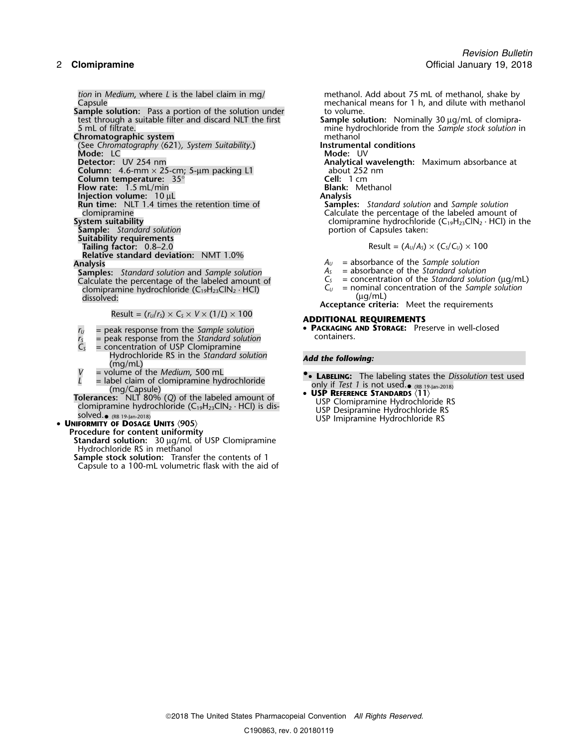*tion* in *Medium*, where *L* is the label claim in mg/Capsule

**Sample solution:** Pass a portion of the solution under test through a suitable filter and discard NLT the first 5 mL of filtrate.

**Chromatographic system**

(See *Chromatography* ⟨621⟩, *System Suitability*.)

**Mode:** LC

**Detector:** UV 254 nm

**Column:** 4.6-mm × 25-cm; 5-µm packing L1

**Column temperature:** 35°

**Flow rate:** 1.5 mL/min

**Injection volume:** 10 µL

**Run time:** NLT 1.4 times the retention time of clomipramine

**System suitability**

**Sample:** *Standard solution*

**Suitability requirements**

**Tailing factor:** 0.8–2.0

**Relative standard deviation:** NMT 1.0%

**Analysis**

**Samples:** *Standard solution* and *Sample solution*

Calculate the percentage of the labeled amount of clomipramine hydrochloride ($C_{19}H_{23}ClN_2 \cdot HCl$) dissolved:

$$\text{Result} = (r_U/r_S) \times C_S \times V \times (1/L) \times 100$$

$r_U$ = peak response from the *Sample solution*
$r_S$ = peak response from the *Standard solution*
$C_S$ = concentration of USP Clomipramine Hydrochloride RS in the *Standard solution* (mg/mL)
$V$ = volume of the *Medium*, 500 mL
$L$ = label claim of clomipramine hydrochloride (mg/Capsule)

**Tolerances:** NLT 80% (*Q*) of the labeled amount of clomipramine hydrochloride ($C_{19}H_{23}ClN_2 \cdot HCl$) is dissolved.● (RB 19-Jan-2018)

- **Uniformity of Dosage Units** ⟨905⟩

**Procedure for content uniformity**

**Standard solution:** 30 µg/mL of USP Clomipramine Hydrochloride RS in methanol

**Sample stock solution:** Transfer the contents of 1 Capsule to a 100-mL volumetric flask with the aid of methanol. Add about 75 mL of methanol, shake by mechanical means for 1 h, and dilute with methanol to volume.

**Sample solution:** Nominally 30 µg/mL of clomipramine hydrochloride from the *Sample stock solution* in methanol

**Instrumental conditions**

**Mode:** UV

**Analytical wavelength:** Maximum absorbance at about 252 nm

**Cell:** 1 cm

**Blank:** Methanol

**Analysis**

**Samples:** *Standard solution* and *Sample solution*

Calculate the percentage of the labeled amount of clomipramine hydrochloride ($C_{19}H_{23}ClN_2 \cdot HCl$) in the portion of Capsules taken:

$$\text{Result} = (A_U/A_S) \times (C_S/C_U) \times 100$$

$A_U$ = absorbance of the *Sample solution*
$A_S$ = absorbance of the *Standard solution*
$C_S$ = concentration of the *Standard solution* (µg/mL)
$C_U$ = nominal concentration of the *Sample solution* (µg/mL)

**Acceptance criteria:** Meet the requirements

## ADDITIONAL REQUIREMENTS

- **Packaging and Storage:** Preserve in well-closed containers.

*Add the following:*

- ●**Labeling:** The labeling states the *Dissolution* test used only if *Test 1* is not used.● (RB 19-Jan-2018)
- **USP Reference Standards** ⟨11⟩
  USP Clomipramine Hydrochloride RS
  USP Desipramine Hydrochloride RS
  USP Imipramine Hydrochloride RS